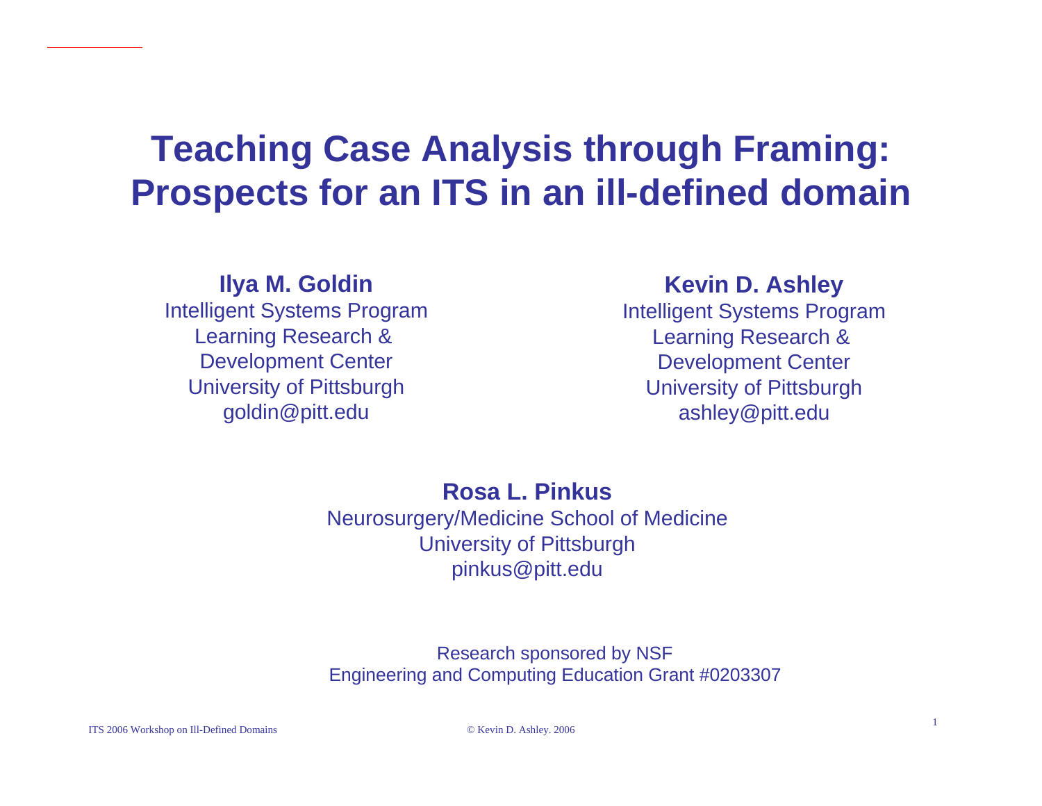# Teaching Case Analysis through Framing: Prospects for an ITS in an ill-defined domain

**Ilya M. Goldin**
Intelligent Systems Program
Learning Research & Development Center
University of Pittsburgh
goldin@pitt.edu

**Kevin D. Ashley**
Intelligent Systems Program
Learning Research & Development Center
University of Pittsburgh
ashley@pitt.edu

**Rosa L. Pinkus**
Neurosurgery/Medicine School of Medicine
University of Pittsburgh
pinkus@pitt.edu

Research sponsored by NSF
Engineering and Computing Education Grant #0203307

ITS 2006 Workshop on Ill-Defined Domains

© Kevin D. Ashley. 2006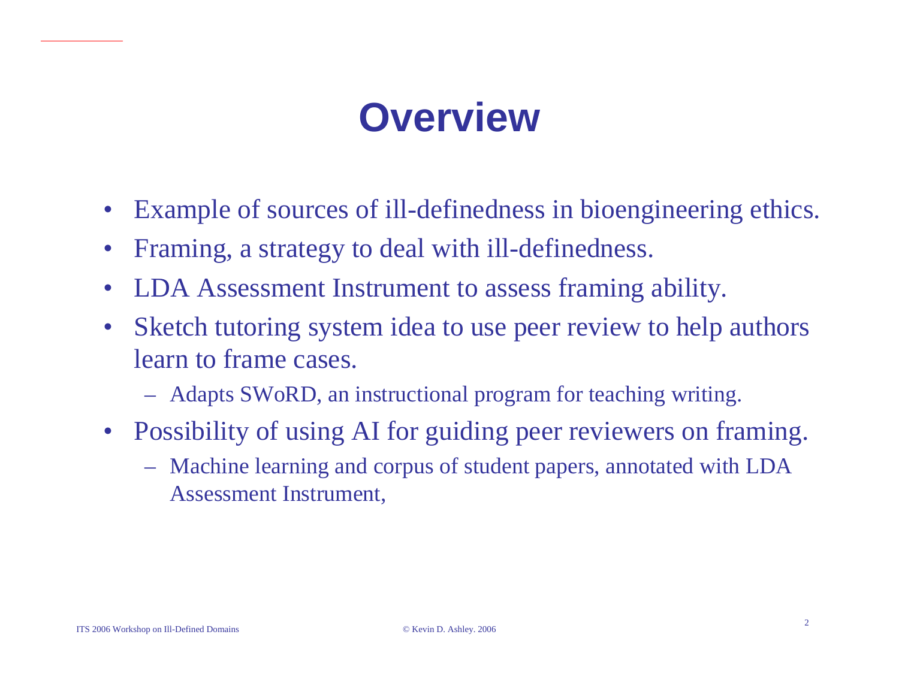# Overview

- Example of sources of ill-definedness in bioengineering ethics.
- Framing, a strategy to deal with ill-definedness.
- LDA Assessment Instrument to assess framing ability.
- Sketch tutoring system idea to use peer review to help authors learn to frame cases.
  - Adapts SWoRD, an instructional program for teaching writing.
- Possibility of using AI for guiding peer reviewers on framing.
  - Machine learning and corpus of student papers, annotated with LDA Assessment Instrument,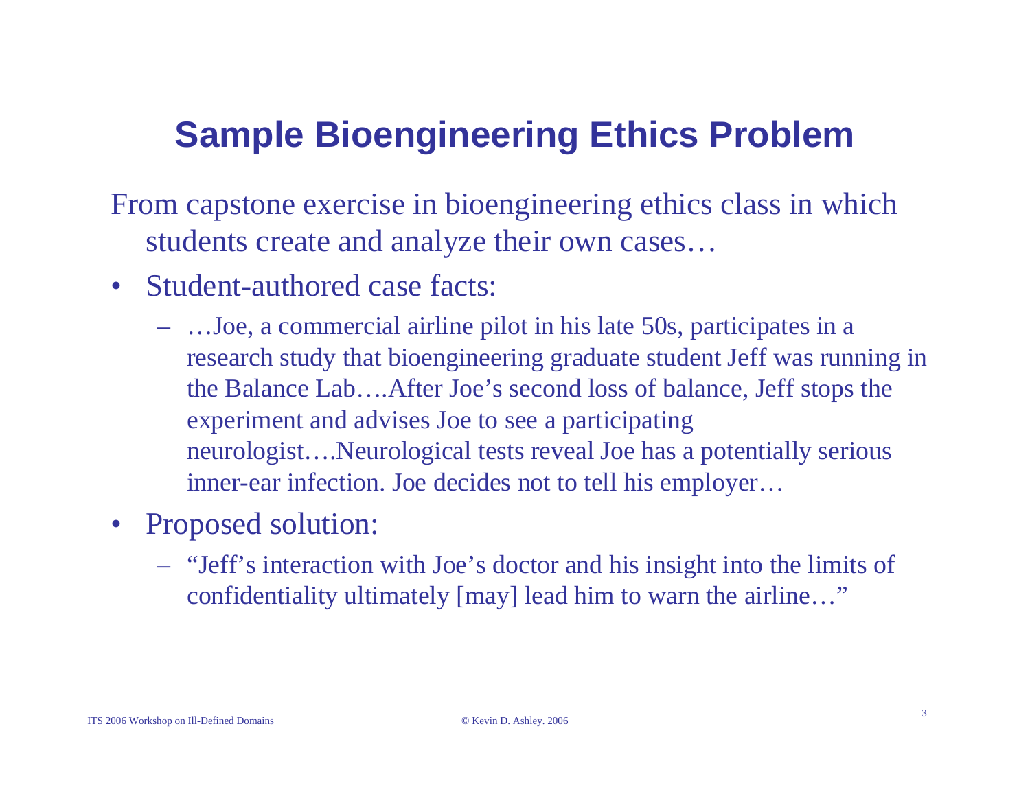# Sample Bioengineering Ethics Problem

From capstone exercise in bioengineering ethics class in which students create and analyze their own cases…

- Student-authored case facts:
  - …Joe, a commercial airline pilot in his late 50s, participates in a research study that bioengineering graduate student Jeff was running in the Balance Lab….After Joe's second loss of balance, Jeff stops the experiment and advises Joe to see a participating neurologist….Neurological tests reveal Joe has a potentially serious inner-ear infection. Joe decides not to tell his employer…
- Proposed solution:
  - "Jeff's interaction with Joe's doctor and his insight into the limits of confidentiality ultimately [may] lead him to warn the airline…"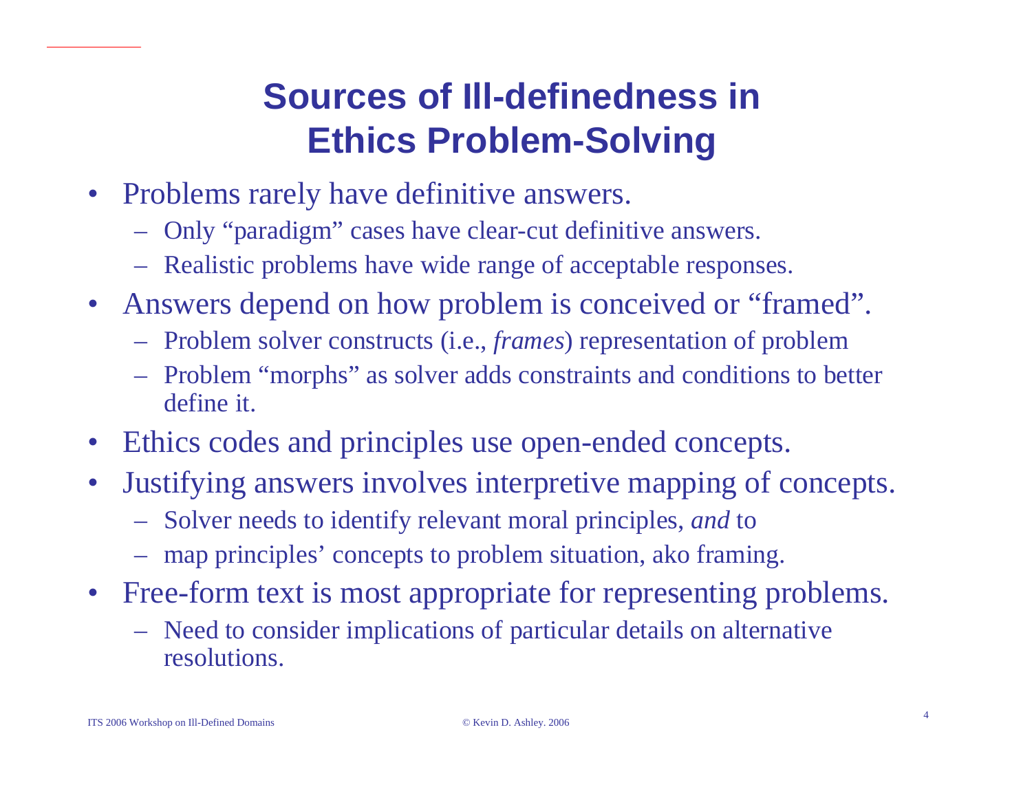# Sources of Ill-definedness in Ethics Problem-Solving

- Problems rarely have definitive answers.
  - Only "paradigm" cases have clear-cut definitive answers.
  - Realistic problems have wide range of acceptable responses.
- Answers depend on how problem is conceived or "framed".
  - Problem solver constructs (i.e., *frames*) representation of problem
  - Problem "morphs" as solver adds constraints and conditions to better define it.
- Ethics codes and principles use open-ended concepts.
- Justifying answers involves interpretive mapping of concepts.
  - Solver needs to identify relevant moral principles, *and* to
  - map principles' concepts to problem situation, ako framing.
- Free-form text is most appropriate for representing problems.
  - Need to consider implications of particular details on alternative resolutions.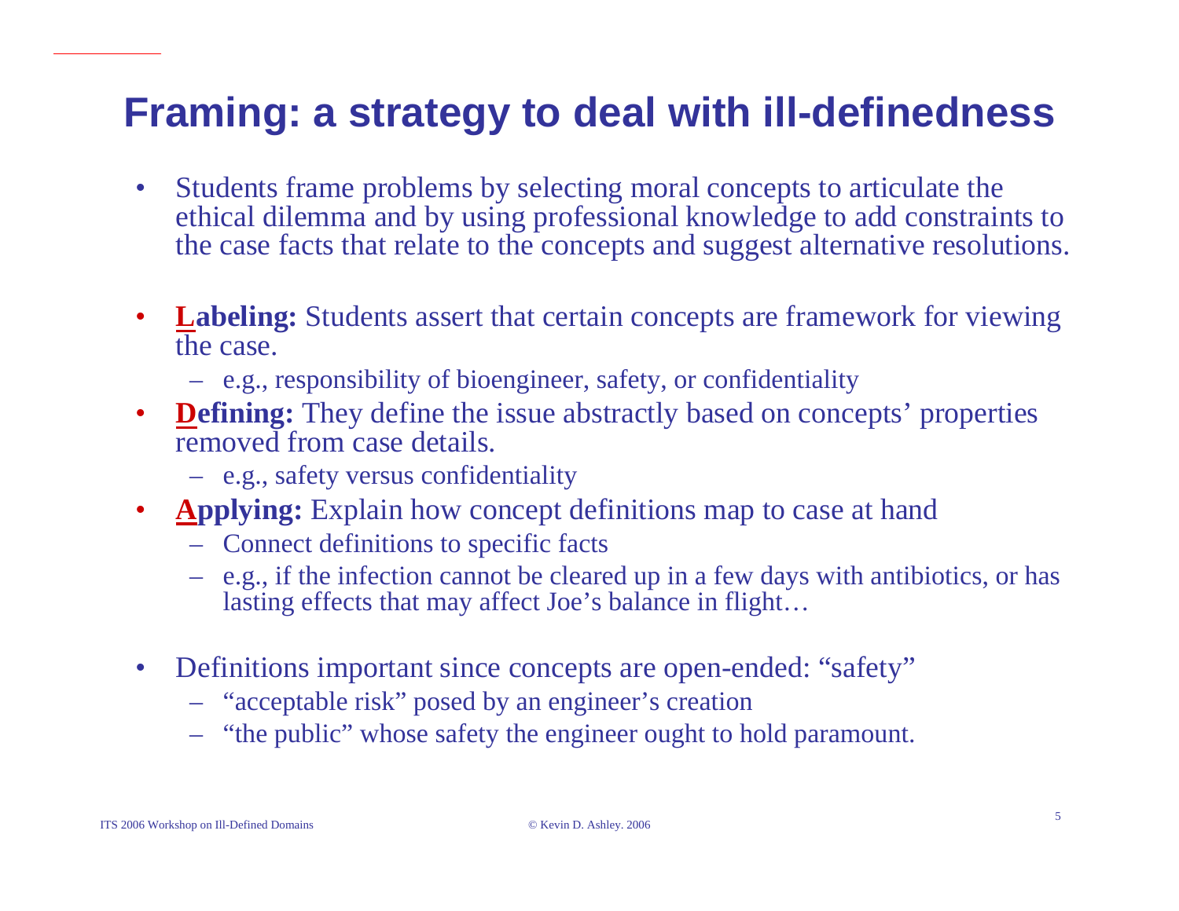# Framing: a strategy to deal with ill-definedness

- Students frame problems by selecting moral concepts to articulate the ethical dilemma and by using professional knowledge to add constraints to the case facts that relate to the concepts and suggest alternative resolutions.

- **Labeling:** Students assert that certain concepts are framework for viewing the case.
  - e.g., responsibility of bioengineer, safety, or confidentiality
- **Defining:** They define the issue abstractly based on concepts' properties removed from case details.
  - e.g., safety versus confidentiality
- **Applying:** Explain how concept definitions map to case at hand
  - Connect definitions to specific facts
  - e.g., if the infection cannot be cleared up in a few days with antibiotics, or has lasting effects that may affect Joe's balance in flight…

- Definitions important since concepts are open-ended: "safety"
  - "acceptable risk" posed by an engineer's creation
  - "the public" whose safety the engineer ought to hold paramount.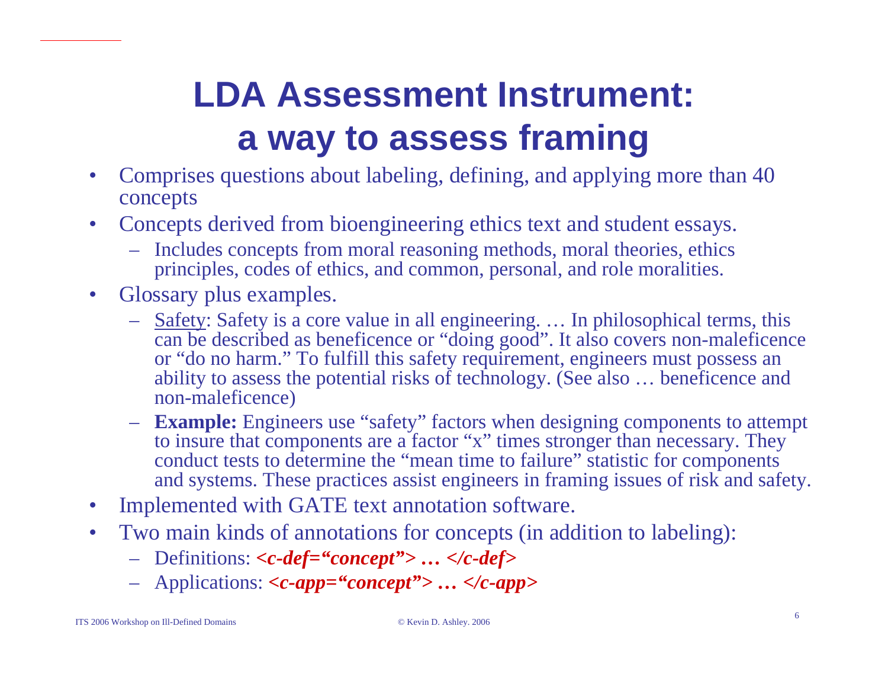# LDA Assessment Instrument: a way to assess framing

- Comprises questions about labeling, defining, and applying more than 40 concepts
- Concepts derived from bioengineering ethics text and student essays.
  - Includes concepts from moral reasoning methods, moral theories, ethics principles, codes of ethics, and common, personal, and role moralities.
- Glossary plus examples.
  - <u>Safety</u>: Safety is a core value in all engineering. … In philosophical terms, this can be described as beneficence or “doing good”. It also covers non-maleficence or “do no harm.” To fulfill this safety requirement, engineers must possess an ability to assess the potential risks of technology. (See also … beneficence and non-maleficence)
  - **Example:** Engineers use “safety” factors when designing components to attempt to insure that components are a factor “x” times stronger than necessary. They conduct tests to determine the “mean time to failure” statistic for components and systems. These practices assist engineers in framing issues of risk and safety.
- Implemented with GATE text annotation software.
- Two main kinds of annotations for concepts (in addition to labeling):
  - Definitions: ***<c-def="concept"> … </c-def>***
  - Applications: ***<c-app="concept"> … </c-app>***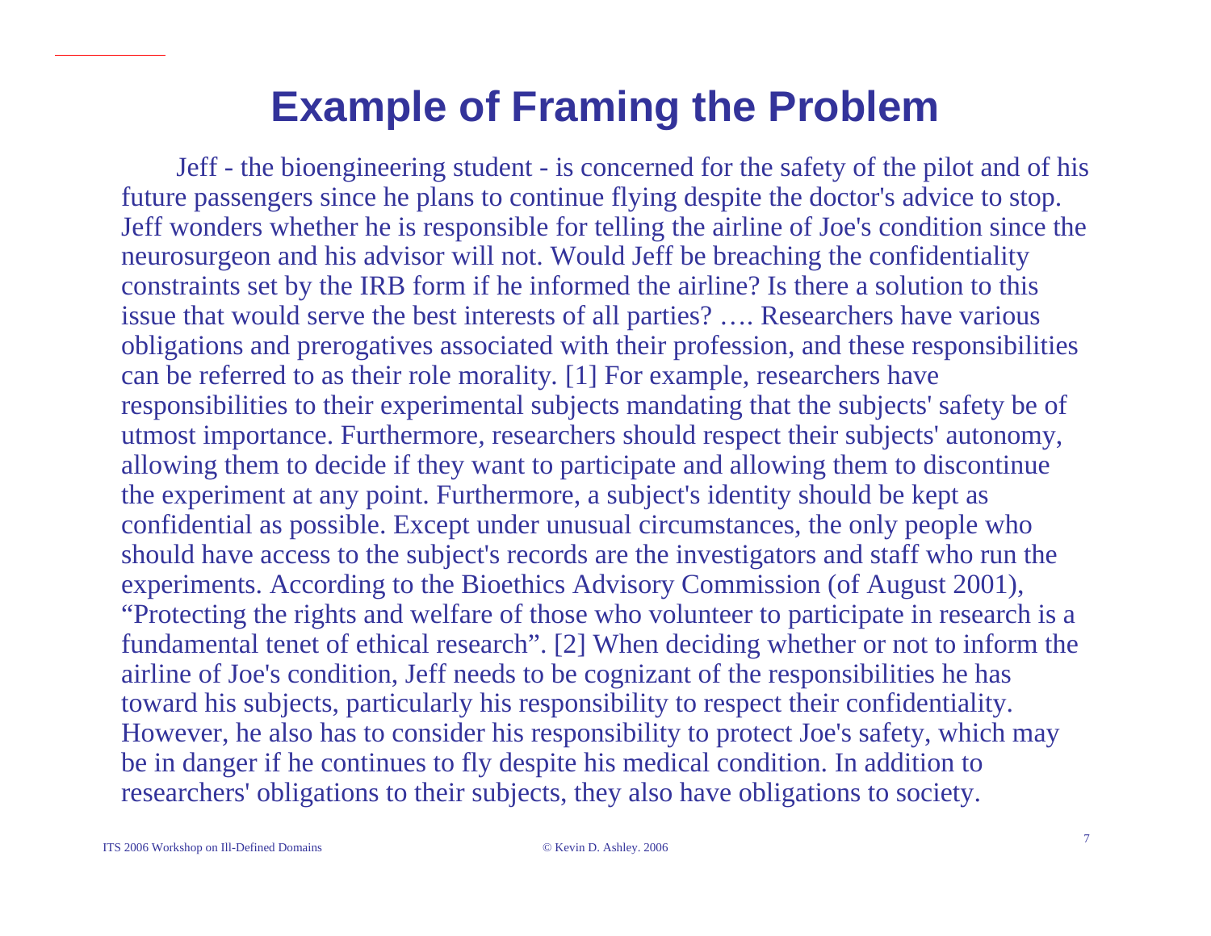# Example of Framing the Problem

Jeff - the bioengineering student - is concerned for the safety of the pilot and of his future passengers since he plans to continue flying despite the doctor's advice to stop. Jeff wonders whether he is responsible for telling the airline of Joe's condition since the neurosurgeon and his advisor will not. Would Jeff be breaching the confidentiality constraints set by the IRB form if he informed the airline? Is there a solution to this issue that would serve the best interests of all parties? …. Researchers have various obligations and prerogatives associated with their profession, and these responsibilities can be referred to as their role morality. [1] For example, researchers have responsibilities to their experimental subjects mandating that the subjects' safety be of utmost importance. Furthermore, researchers should respect their subjects' autonomy, allowing them to decide if they want to participate and allowing them to discontinue the experiment at any point. Furthermore, a subject's identity should be kept as confidential as possible. Except under unusual circumstances, the only people who should have access to the subject's records are the investigators and staff who run the experiments. According to the Bioethics Advisory Commission (of August 2001), "Protecting the rights and welfare of those who volunteer to participate in research is a fundamental tenet of ethical research". [2] When deciding whether or not to inform the airline of Joe's condition, Jeff needs to be cognizant of the responsibilities he has toward his subjects, particularly his responsibility to respect their confidentiality. However, he also has to consider his responsibility to protect Joe's safety, which may be in danger if he continues to fly despite his medical condition. In addition to researchers' obligations to their subjects, they also have obligations to society.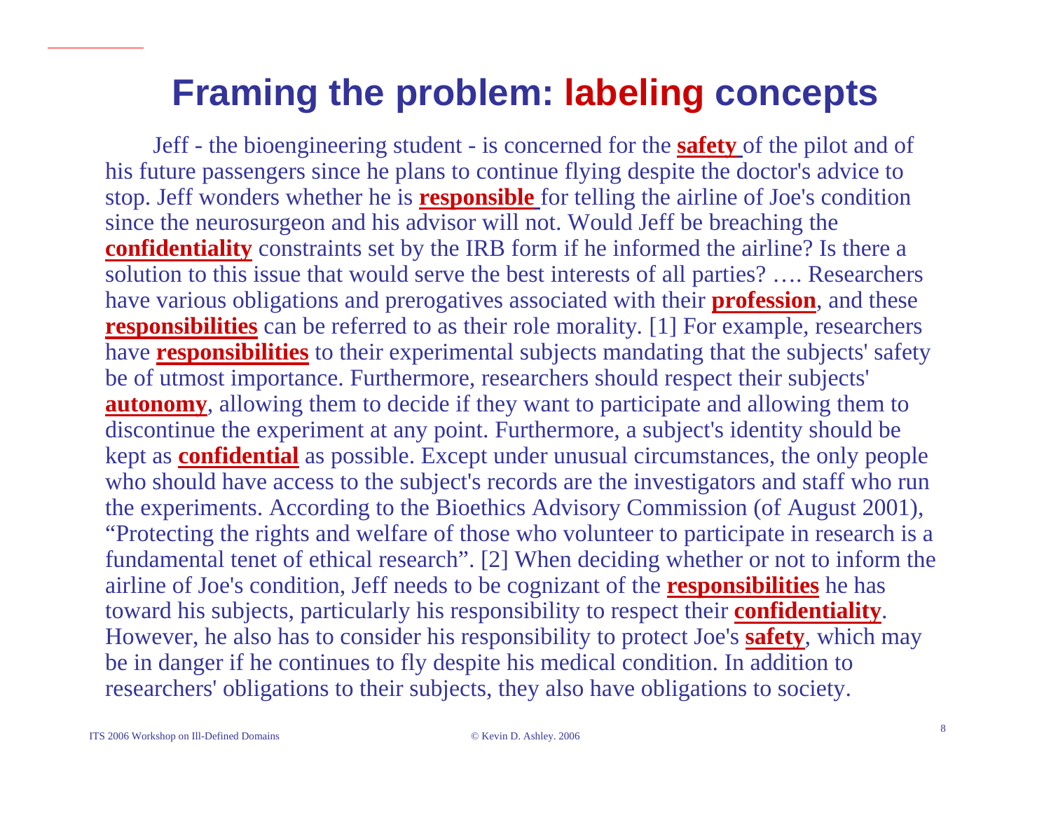# Framing the problem: labeling concepts

Jeff - the bioengineering student - is concerned for the **safety** of the pilot and of his future passengers since he plans to continue flying despite the doctor's advice to stop. Jeff wonders whether he is **responsible** for telling the airline of Joe's condition since the neurosurgeon and his advisor will not. Would Jeff be breaching the **confidentiality** constraints set by the IRB form if he informed the airline? Is there a solution to this issue that would serve the best interests of all parties? …. Researchers have various obligations and prerogatives associated with their **profession**, and these **responsibilities** can be referred to as their role morality. [1] For example, researchers have **responsibilities** to their experimental subjects mandating that the subjects' safety be of utmost importance. Furthermore, researchers should respect their subjects' **autonomy**, allowing them to decide if they want to participate and allowing them to discontinue the experiment at any point. Furthermore, a subject's identity should be kept as **confidential** as possible. Except under unusual circumstances, the only people who should have access to the subject's records are the investigators and staff who run the experiments. According to the Bioethics Advisory Commission (of August 2001), "Protecting the rights and welfare of those who volunteer to participate in research is a fundamental tenet of ethical research". [2] When deciding whether or not to inform the airline of Joe's condition, Jeff needs to be cognizant of the **responsibilities** he has toward his subjects, particularly his responsibility to respect their **confidentiality**. However, he also has to consider his responsibility to protect Joe's **safety**, which may be in danger if he continues to fly despite his medical condition. In addition to researchers' obligations to their subjects, they also have obligations to society.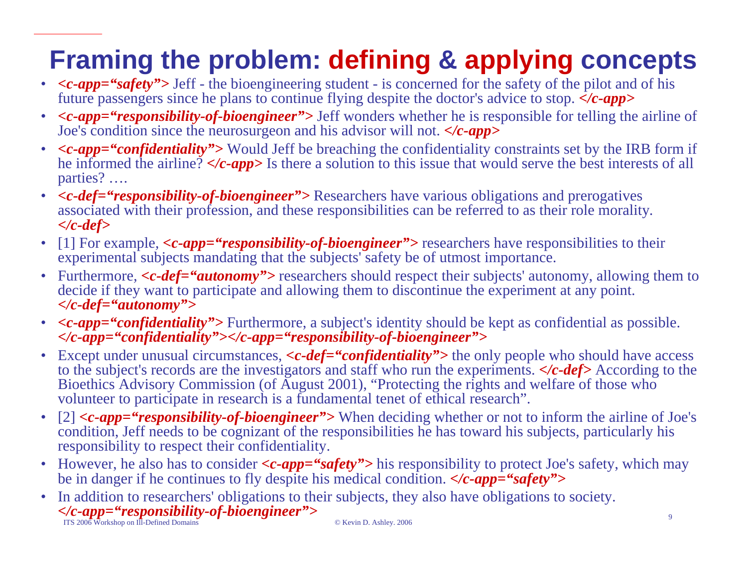# Framing the problem: defining & applying concepts

- ***<c-app="safety">*** Jeff - the bioengineering student - is concerned for the safety of the pilot and of his future passengers since he plans to continue flying despite the doctor's advice to stop. ***</c-app>***
- ***<c-app="responsibility-of-bioengineer">*** Jeff wonders whether he is responsible for telling the airline of Joe's condition since the neurosurgeon and his advisor will not. ***</c-app>***
- ***<c-app="confidentiality">*** Would Jeff be breaching the confidentiality constraints set by the IRB form if he informed the airline? ***</c-app>*** Is there a solution to this issue that would serve the best interests of all parties? ….
- ***<c-def="responsibility-of-bioengineer">*** Researchers have various obligations and prerogatives associated with their profession, and these responsibilities can be referred to as their role morality. ***</c-def>***
- [1] For example, ***<c-app="responsibility-of-bioengineer">*** researchers have responsibilities to their experimental subjects mandating that the subjects' safety be of utmost importance.
- Furthermore, ***<c-def="autonomy">*** researchers should respect their subjects' autonomy, allowing them to decide if they want to participate and allowing them to discontinue the experiment at any point. ***</c-def="autonomy">***
- ***<c-app="confidentiality">*** Furthermore, a subject's identity should be kept as confidential as possible. ***</c-app="confidentiality"></c-app="responsibility-of-bioengineer">***
- Except under unusual circumstances, ***<c-def="confidentiality">*** the only people who should have access to the subject's records are the investigators and staff who run the experiments. ***</c-def>*** According to the Bioethics Advisory Commission (of August 2001), "Protecting the rights and welfare of those who volunteer to participate in research is a fundamental tenet of ethical research".
- [2] ***<c-app="responsibility-of-bioengineer">*** When deciding whether or not to inform the airline of Joe's condition, Jeff needs to be cognizant of the responsibilities he has toward his subjects, particularly his responsibility to respect their confidentiality.
- However, he also has to consider ***<c-app="safety">*** his responsibility to protect Joe's safety, which may be in danger if he continues to fly despite his medical condition. ***</c-app="safety">***
- In addition to researchers' obligations to their subjects, they also have obligations to society. ***</c-app="responsibility-of-bioengineer">***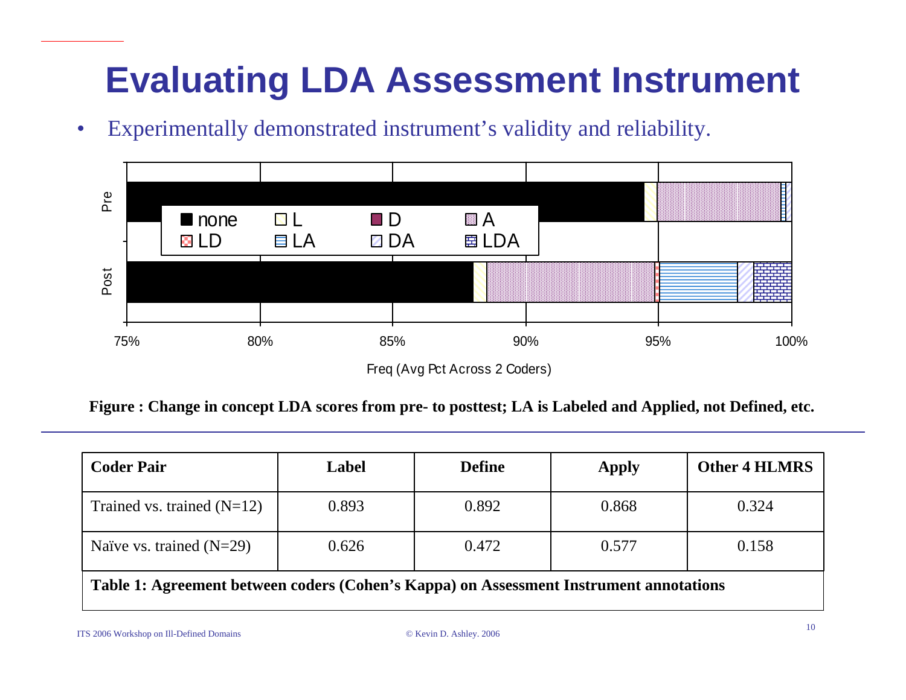# Evaluating LDA Assessment Instrument

- Experimentally demonstrated instrument's validity and reliability.

**Figure : Change in concept LDA scores from pre- to posttest; LA is Labeled and Applied, not Defined, etc.**

| Coder Pair | Label | Define | Apply | Other 4 HLMRS |
|---|---|---|---|---|
| Trained vs. trained (N=12) | 0.893 | 0.892 | 0.868 | 0.324 |
| Naïve vs. trained (N=29) | 0.626 | 0.472 | 0.577 | 0.158 |

**Table 1: Agreement between coders (Cohen's Kappa) on Assessment Instrument annotations**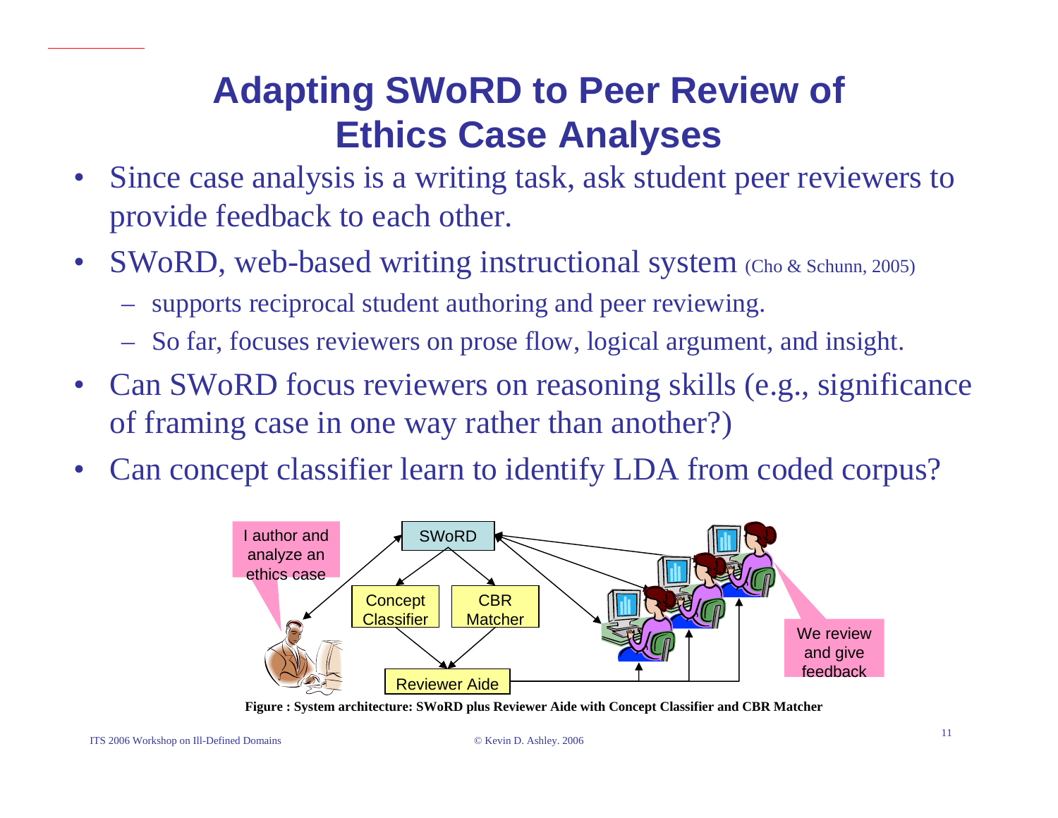# Adapting SWoRD to Peer Review of Ethics Case Analyses

- Since case analysis is a writing task, ask student peer reviewers to provide feedback to each other.
- SWoRD, web-based writing instructional system (Cho & Schunn, 2005)
  - supports reciprocal student authoring and peer reviewing.
  - So far, focuses reviewers on prose flow, logical argument, and insight.
- Can SWoRD focus reviewers on reasoning skills (e.g., significance of framing case in one way rather than another?)
- Can concept classifier learn to identify LDA from coded corpus?

I author and analyze an ethics case

SWoRD

Concept Classifier

CBR Matcher

Reviewer Aide

We review and give feedback

**Figure : System architecture: SWoRD plus Reviewer Aide with Concept Classifier and CBR Matcher**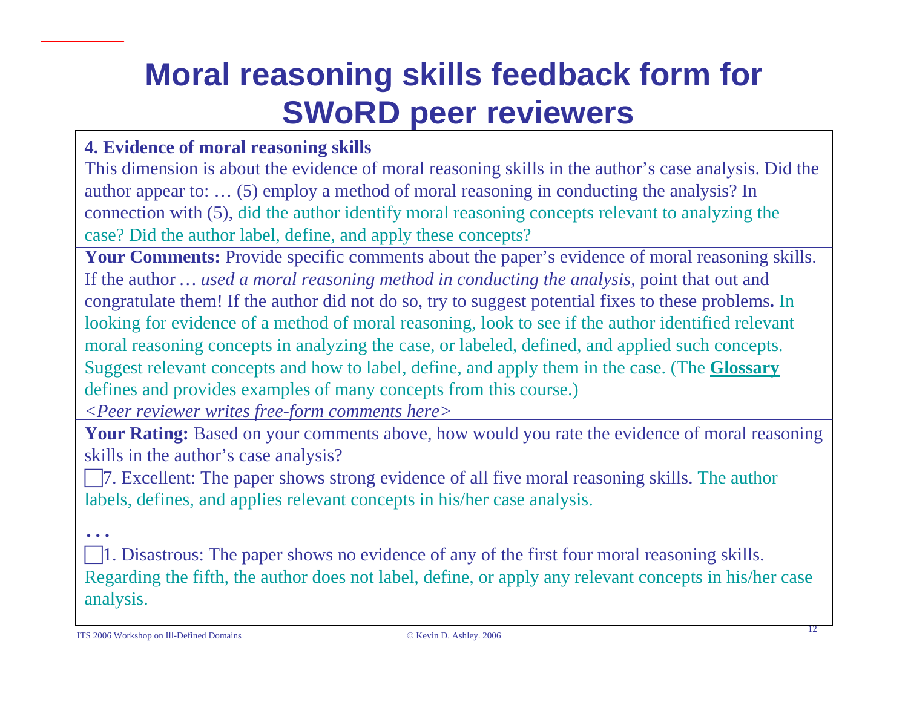# Moral reasoning skills feedback form for SWoRD peer reviewers

**4. Evidence of moral reasoning skills**

This dimension is about the evidence of moral reasoning skills in the author's case analysis. Did the author appear to: … (5) employ a method of moral reasoning in conducting the analysis? In connection with (5), did the author identify moral reasoning concepts relevant to analyzing the case? Did the author label, define, and apply these concepts?

**Your Comments:** Provide specific comments about the paper's evidence of moral reasoning skills. If the author … *used a moral reasoning method in conducting the analysis,* point that out and congratulate them! If the author did not do so, try to suggest potential fixes to these problems**.** In looking for evidence of a method of moral reasoning, look to see if the author identified relevant moral reasoning concepts in analyzing the case, or labeled, defined, and applied such concepts. Suggest relevant concepts and how to label, define, and apply them in the case. (The **Glossary** defines and provides examples of many concepts from this course.)

*<Peer reviewer writes free-form comments here>*

**Your Rating:** Based on your comments above, how would you rate the evidence of moral reasoning skills in the author's case analysis?

☐ 7. Excellent: The paper shows strong evidence of all five moral reasoning skills. The author labels, defines, and applies relevant concepts in his/her case analysis.

…

☐ 1. Disastrous: The paper shows no evidence of any of the first four moral reasoning skills. Regarding the fifth, the author does not label, define, or apply any relevant concepts in his/her case analysis.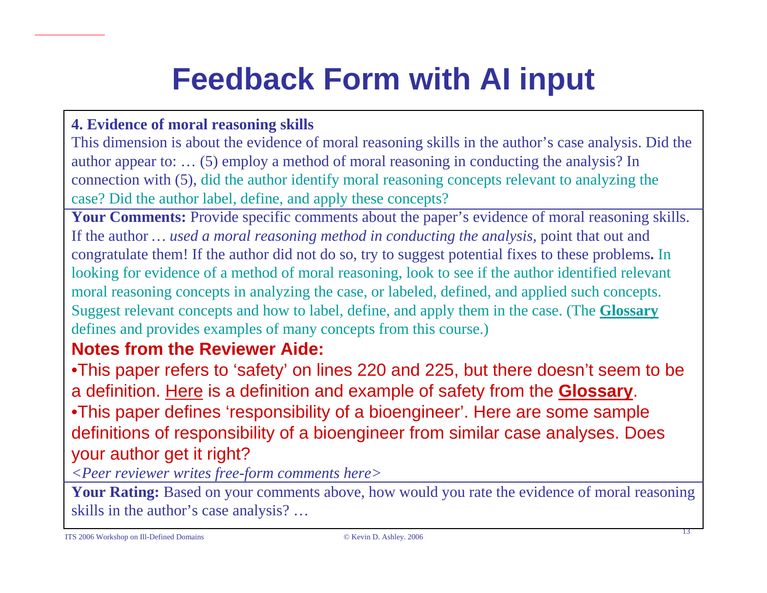# Feedback Form with AI input

**4. Evidence of moral reasoning skills**

This dimension is about the evidence of moral reasoning skills in the author's case analysis. Did the author appear to: … (5) employ a method of moral reasoning in conducting the analysis? In connection with (5), did the author identify moral reasoning concepts relevant to analyzing the case? Did the author label, define, and apply these concepts?

**Your Comments:** Provide specific comments about the paper's evidence of moral reasoning skills. If the author … *used a moral reasoning method in conducting the analysis,* point that out and congratulate them! If the author did not do so, try to suggest potential fixes to these problems**.** In looking for evidence of a method of moral reasoning, look to see if the author identified relevant moral reasoning concepts in analyzing the case, or labeled, defined, and applied such concepts. Suggest relevant concepts and how to label, define, and apply them in the case. (The **Glossary** defines and provides examples of many concepts from this course.)

**Notes from the Reviewer Aide:**

- This paper refers to 'safety' on lines 220 and 225, but there doesn't seem to be a definition. Here is a definition and example of safety from the **Glossary**.
- This paper defines 'responsibility of a bioengineer'. Here are some sample definitions of responsibility of a bioengineer from similar case analyses. Does your author get it right?

*<Peer reviewer writes free-form comments here>*

**Your Rating:** Based on your comments above, how would you rate the evidence of moral reasoning skills in the author's case analysis? …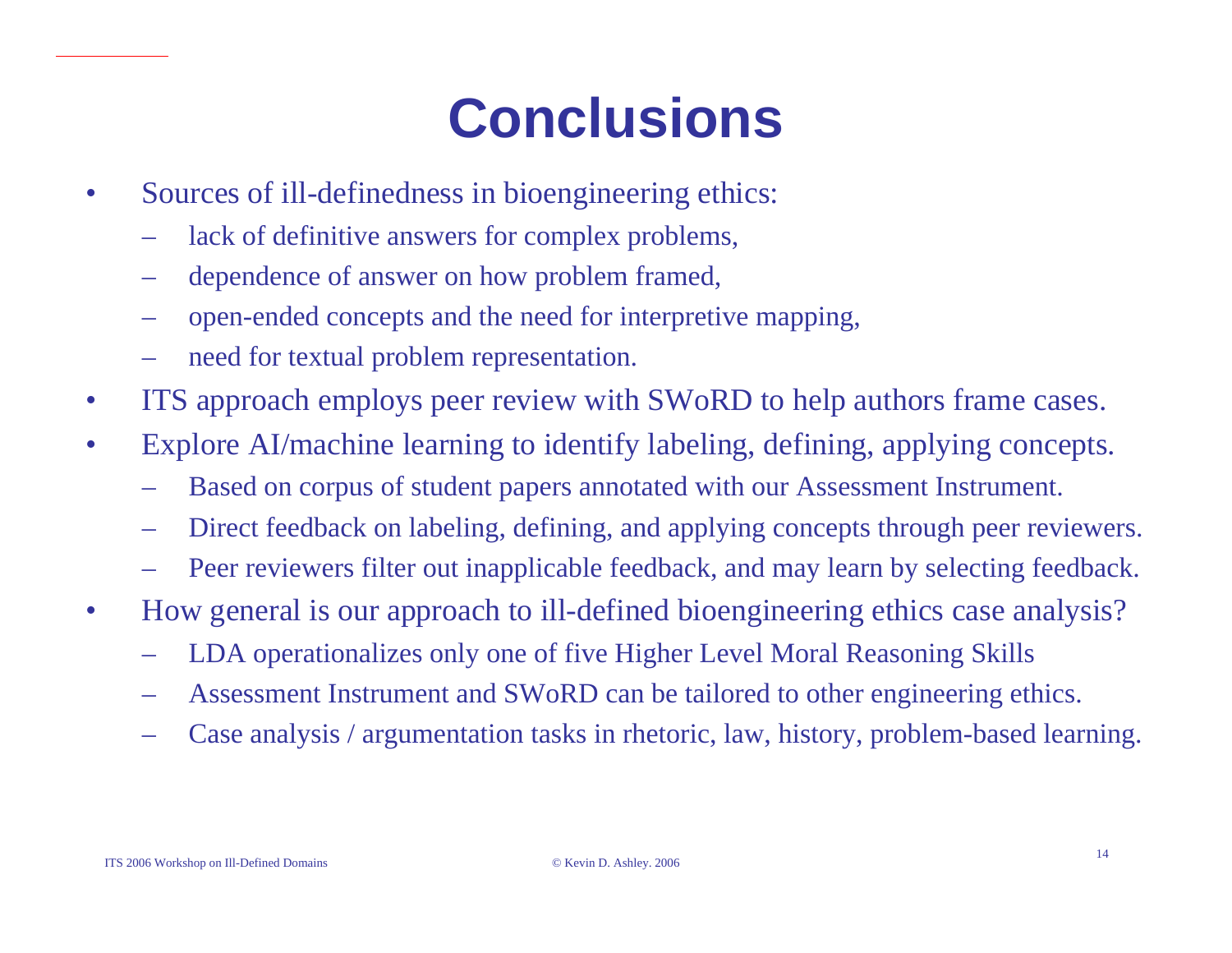# Conclusions

- Sources of ill-definedness in bioengineering ethics:
  - lack of definitive answers for complex problems,
  - dependence of answer on how problem framed,
  - open-ended concepts and the need for interpretive mapping,
  - need for textual problem representation.
- ITS approach employs peer review with SWoRD to help authors frame cases.
- Explore AI/machine learning to identify labeling, defining, applying concepts.
  - Based on corpus of student papers annotated with our Assessment Instrument.
  - Direct feedback on labeling, defining, and applying concepts through peer reviewers.
  - Peer reviewers filter out inapplicable feedback, and may learn by selecting feedback.
- How general is our approach to ill-defined bioengineering ethics case analysis?
  - LDA operationalizes only one of five Higher Level Moral Reasoning Skills
  - Assessment Instrument and SWoRD can be tailored to other engineering ethics.
  - Case analysis / argumentation tasks in rhetoric, law, history, problem-based learning.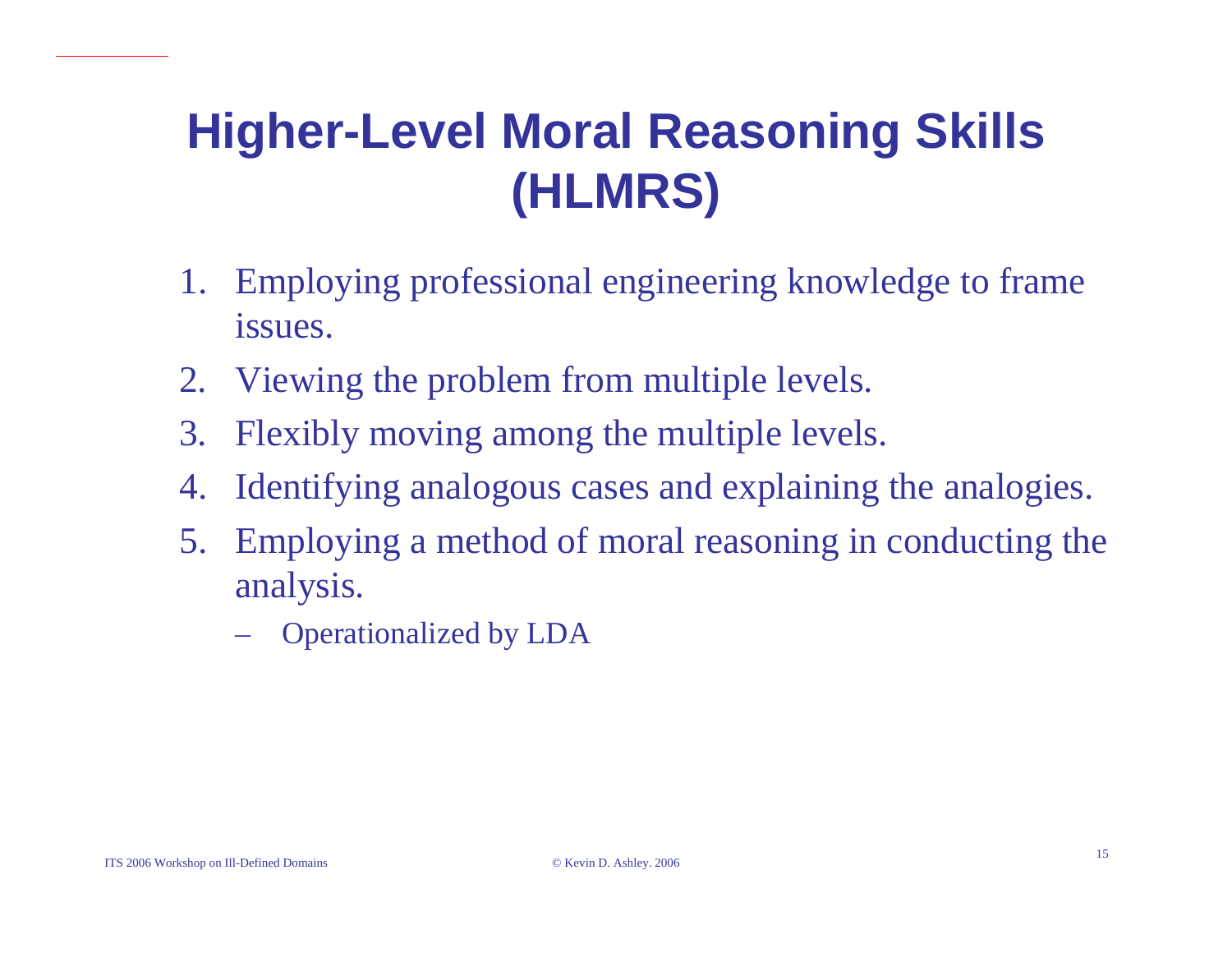# Higher-Level Moral Reasoning Skills (HLMRS)

1. Employing professional engineering knowledge to frame issues.
2. Viewing the problem from multiple levels.
3. Flexibly moving among the multiple levels.
4. Identifying analogous cases and explaining the analogies.
5. Employing a method of moral reasoning in conducting the analysis.
   - Operationalized by LDA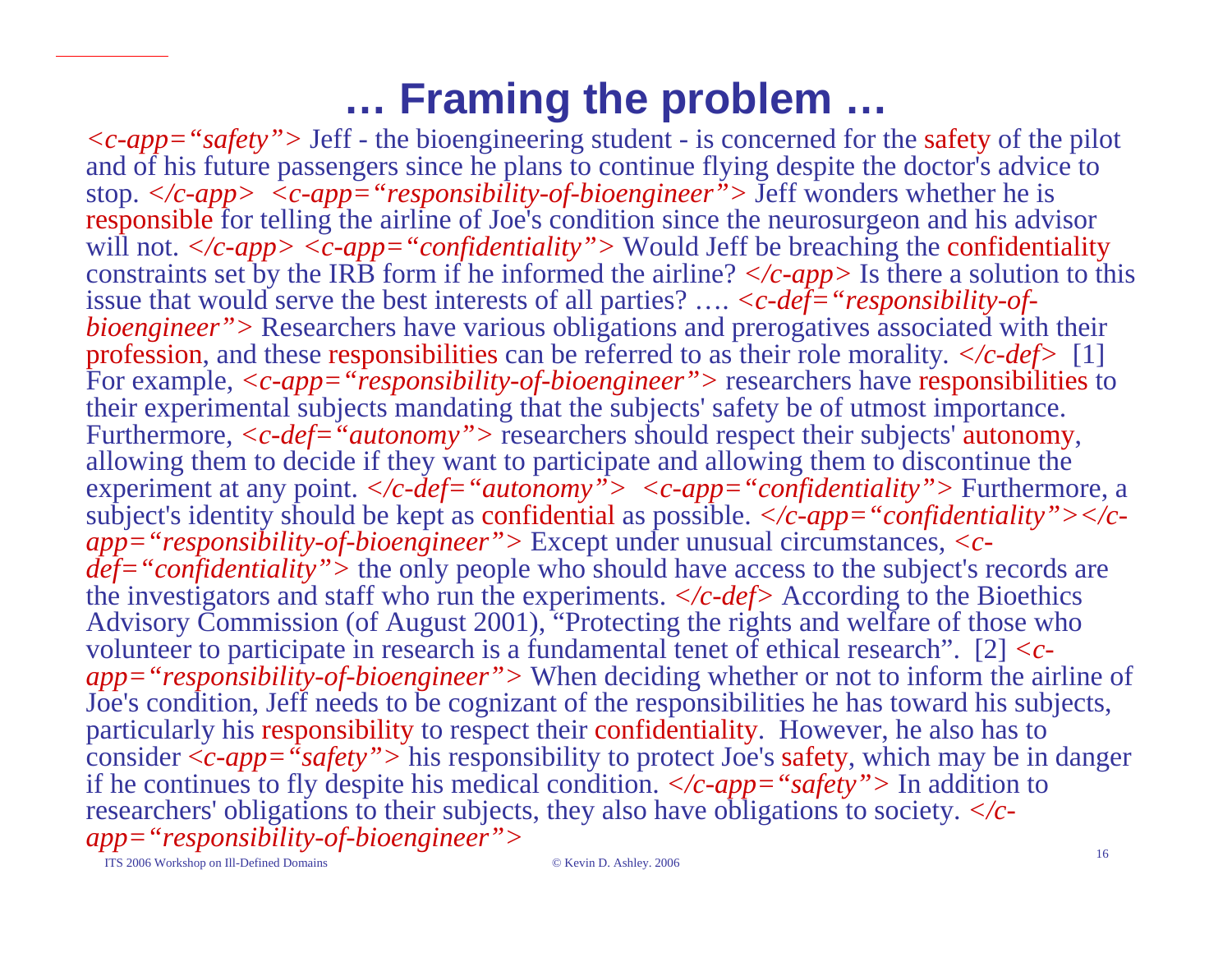# … Framing the problem …

*<c-app="safety">* Jeff - the bioengineering student - is concerned for the safety of the pilot and of his future passengers since he plans to continue flying despite the doctor's advice to stop. *</c-app>* *<c-app="responsibility-of-bioengineer">* Jeff wonders whether he is responsible for telling the airline of Joe's condition since the neurosurgeon and his advisor will not. *</c-app>* *<c-app="confidentiality">* Would Jeff be breaching the confidentiality constraints set by the IRB form if he informed the airline? *</c-app>* Is there a solution to this issue that would serve the best interests of all parties? …. *<c-def="responsibility-of-bioengineer">* Researchers have various obligations and prerogatives associated with their profession, and these responsibilities can be referred to as their role morality. *</c-def>* [1] For example, *<c-app="responsibility-of-bioengineer">* researchers have responsibilities to their experimental subjects mandating that the subjects' safety be of utmost importance. Furthermore, *<c-def="autonomy">* researchers should respect their subjects' autonomy, allowing them to decide if they want to participate and allowing them to discontinue the experiment at any point. *</c-def="autonomy">* *<c-app="confidentiality">* Furthermore, a subject's identity should be kept as confidential as possible. *</c-app="confidentiality"></c-app="responsibility-of-bioengineer">* Except under unusual circumstances, *<c-def="confidentiality">* the only people who should have access to the subject's records are the investigators and staff who run the experiments. *</c-def>* According to the Bioethics Advisory Commission (of August 2001), "Protecting the rights and welfare of those who volunteer to participate in research is a fundamental tenet of ethical research". [2] *<c-app="responsibility-of-bioengineer">* When deciding whether or not to inform the airline of Joe's condition, Jeff needs to be cognizant of the responsibilities he has toward his subjects, particularly his responsibility to respect their confidentiality. However, he also has to consider *<c-app="safety">* his responsibility to protect Joe's safety, which may be in danger if he continues to fly despite his medical condition. *</c-app="safety">* In addition to researchers' obligations to their subjects, they also have obligations to society. *</c-app="responsibility-of-bioengineer">*

ITS 2006 Workshop on Ill-Defined Domains © Kevin D. Ashley. 2006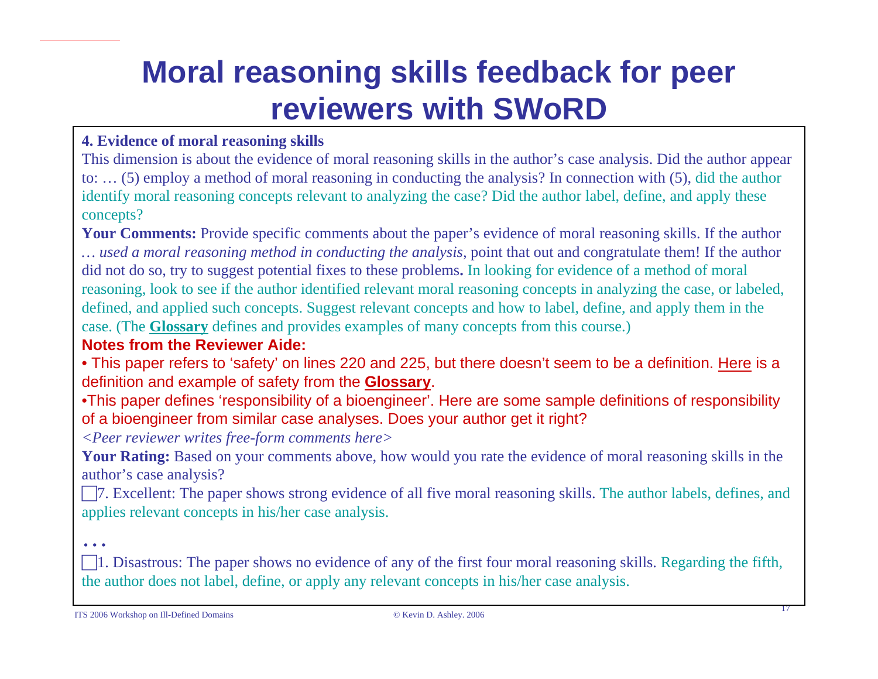# Moral reasoning skills feedback for peer reviewers with SWoRD

**4. Evidence of moral reasoning skills**

This dimension is about the evidence of moral reasoning skills in the author's case analysis. Did the author appear to: … (5) employ a method of moral reasoning in conducting the analysis? In connection with (5), did the author identify moral reasoning concepts relevant to analyzing the case? Did the author label, define, and apply these concepts?

**Your Comments:** Provide specific comments about the paper's evidence of moral reasoning skills. If the author … *used a moral reasoning method in conducting the analysis,* point that out and congratulate them! If the author did not do so, try to suggest potential fixes to these problems**.** In looking for evidence of a method of moral reasoning, look to see if the author identified relevant moral reasoning concepts in analyzing the case, or labeled, defined, and applied such concepts. Suggest relevant concepts and how to label, define, and apply them in the case. (The **Glossary** defines and provides examples of many concepts from this course.)

**Notes from the Reviewer Aide:**

- This paper refers to 'safety' on lines 220 and 225, but there doesn't seem to be a definition. Here is a definition and example of safety from the **Glossary**.
- This paper defines 'responsibility of a bioengineer'. Here are some sample definitions of responsibility of a bioengineer from similar case analyses. Does your author get it right?

*<Peer reviewer writes free-form comments here>*

**Your Rating:** Based on your comments above, how would you rate the evidence of moral reasoning skills in the author's case analysis?

☐7. Excellent: The paper shows strong evidence of all five moral reasoning skills. The author labels, defines, and applies relevant concepts in his/her case analysis.

• • •

☐1. Disastrous: The paper shows no evidence of any of the first four moral reasoning skills. Regarding the fifth, the author does not label, define, or apply any relevant concepts in his/her case analysis.